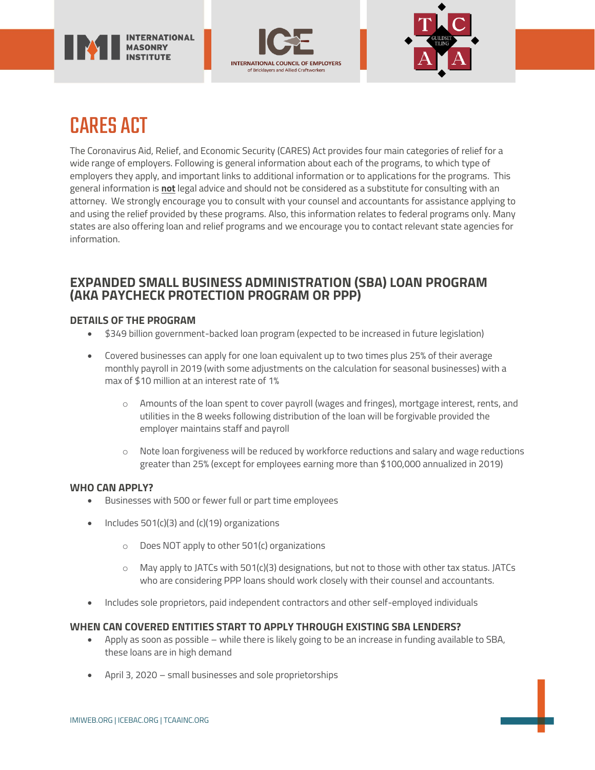# CARES ACT

The Coronavirus Aid, Relief, and Economic Security (CARES) Act provides four main categories of relief for a wide range of employers. Following is general information about each of the programs, to which type of employers they apply, and important links to additional information or to applications for the programs. This general information is **not** legal advice and should not be considered as a substitute for consulting with an attorney. We strongly encourage you to consult with your counsel and accountants for assistance applying to and using the relief provided by these programs. Also, this information relates to federal programs only. Many states are also offering loan and relief programs and we encourage you to contact relevant state agencies for information.

## EXPANDED SMALL BUSINESS ADMINISTRATION (SBA) LOAN PROGRAM (AKA PAYCHECK PROTECTION PROGRAM OR PPP)

### DETAILS OF THE PROGRAM

- $349 billion government-backed loan program (expected to be increased in future legislation)
- Covered businesses can apply for one loan equivalent up to two times plus 25% of their average monthly payroll in 2019 (with some adjustments on the calculation for seasonal businesses) with a max of $10 million at an interest rate of 1%
  - Amounts of the loan spent to cover payroll (wages and fringes), mortgage interest, rents, and utilities in the 8 weeks following distribution of the loan will be forgivable provided the employer maintains staff and payroll
  - Note loan forgiveness will be reduced by workforce reductions and salary and wage reductions greater than 25% (except for employees earning more than $100,000 annualized in 2019)

### WHO CAN APPLY?

- Businesses with 500 or fewer full or part time employees
- Includes 501(c)(3) and (c)(19) organizations
  - Does NOT apply to other 501(c) organizations
  - May apply to JATCs with 501(c)(3) designations, but not to those with other tax status. JATCs who are considering PPP loans should work closely with their counsel and accountants.
- Includes sole proprietors, paid independent contractors and other self-employed individuals

### WHEN CAN COVERED ENTITIES START TO APPLY THROUGH EXISTING SBA LENDERS?

- Apply as soon as possible – while there is likely going to be an increase in funding available to SBA, these loans are in high demand
- April 3, 2020 – small businesses and sole proprietorships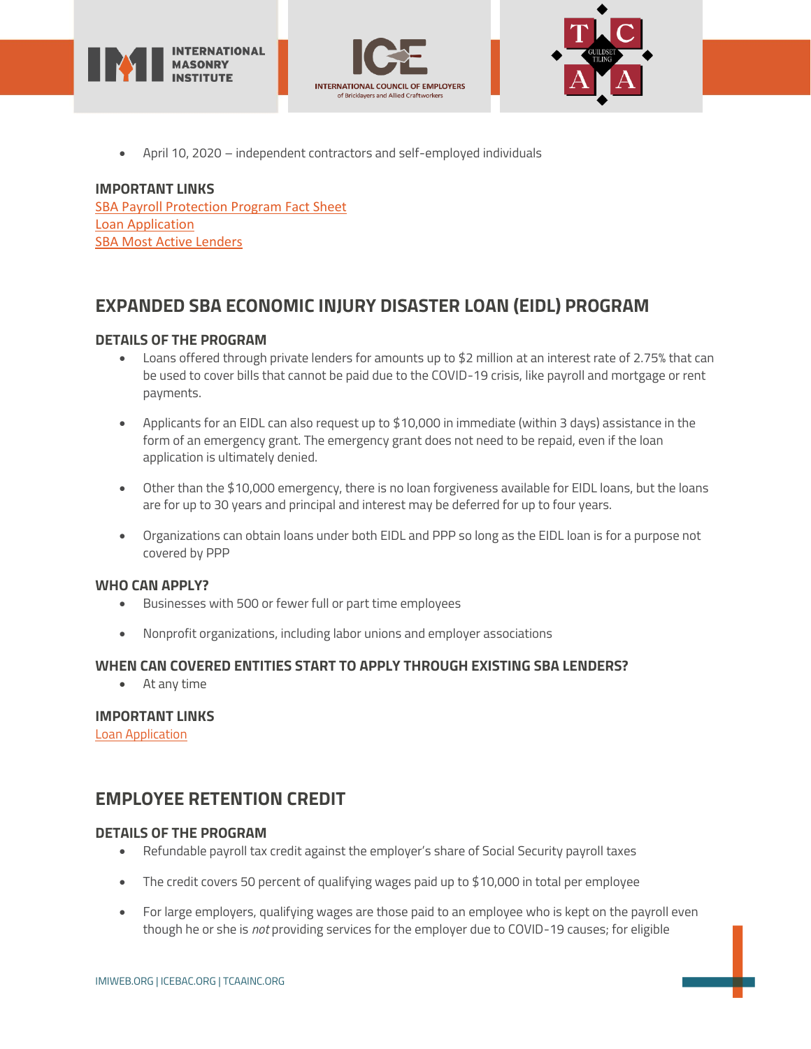- April 10, 2020 – independent contractors and self-employed individuals

**IMPORTANT LINKS**
SBA Payroll Protection Program Fact Sheet
Loan Application
SBA Most Active Lenders

## EXPANDED SBA ECONOMIC INJURY DISASTER LOAN (EIDL) PROGRAM

### DETAILS OF THE PROGRAM

- Loans offered through private lenders for amounts up to $2 million at an interest rate of 2.75% that can be used to cover bills that cannot be paid due to the COVID-19 crisis, like payroll and mortgage or rent payments.
- Applicants for an EIDL can also request up to $10,000 in immediate (within 3 days) assistance in the form of an emergency grant. The emergency grant does not need to be repaid, even if the loan application is ultimately denied.
- Other than the $10,000 emergency, there is no loan forgiveness available for EIDL loans, but the loans are for up to 30 years and principal and interest may be deferred for up to four years.
- Organizations can obtain loans under both EIDL and PPP so long as the EIDL loan is for a purpose not covered by PPP

### WHO CAN APPLY?

- Businesses with 500 or fewer full or part time employees
- Nonprofit organizations, including labor unions and employer associations

### WHEN CAN COVERED ENTITIES START TO APPLY THROUGH EXISTING SBA LENDERS?

- At any time

### IMPORTANT LINKS

Loan Application

## EMPLOYEE RETENTION CREDIT

### DETAILS OF THE PROGRAM

- Refundable payroll tax credit against the employer's share of Social Security payroll taxes
- The credit covers 50 percent of qualifying wages paid up to $10,000 in total per employee
- For large employers, qualifying wages are those paid to an employee who is kept on the payroll even though he or she is *not* providing services for the employer due to COVID-19 causes; for eligible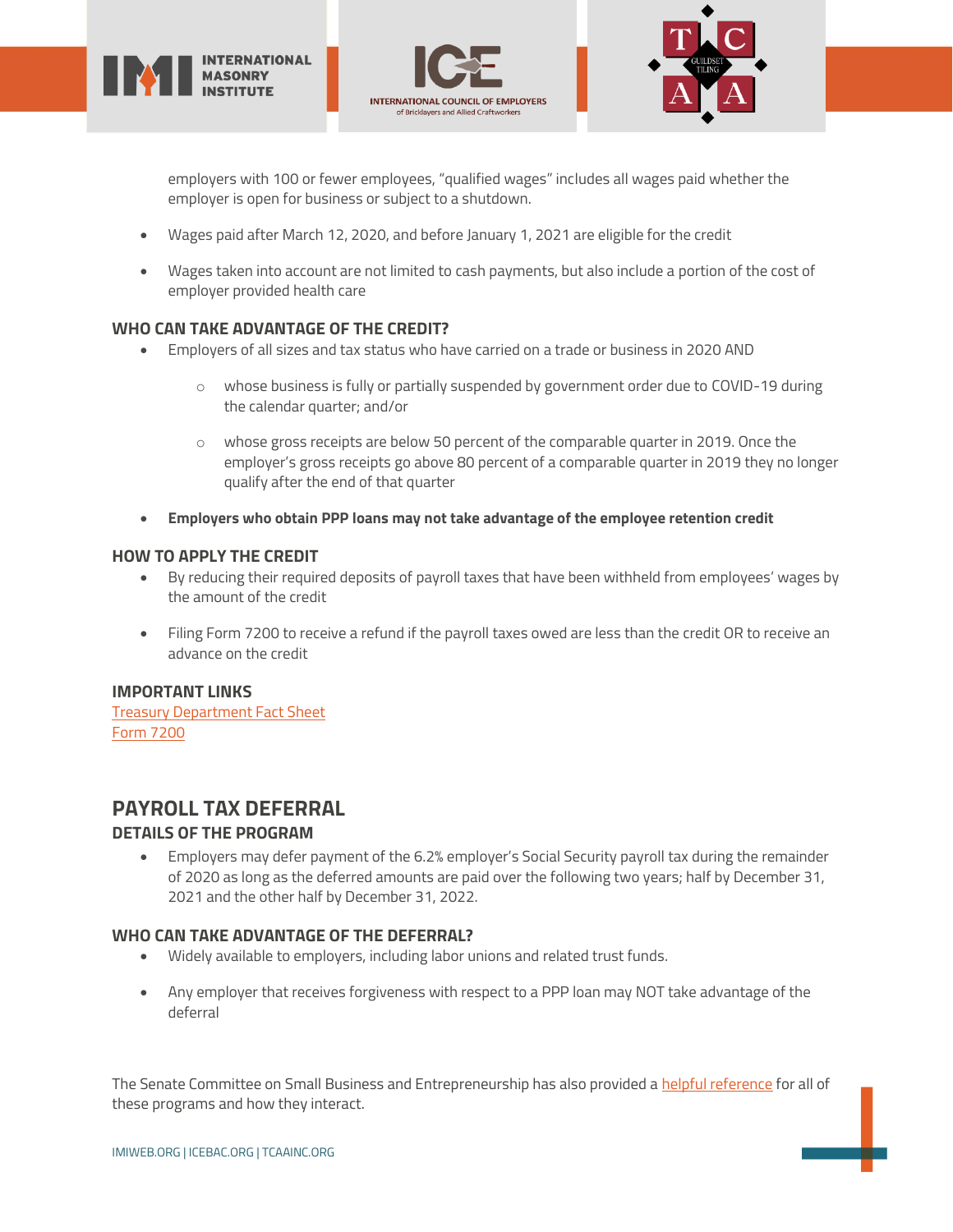employers with 100 or fewer employees, "qualified wages" includes all wages paid whether the employer is open for business or subject to a shutdown.

- Wages paid after March 12, 2020, and before January 1, 2021 are eligible for the credit
- Wages taken into account are not limited to cash payments, but also include a portion of the cost of employer provided health care

### WHO CAN TAKE ADVANTAGE OF THE CREDIT?

- Employers of all sizes and tax status who have carried on a trade or business in 2020 AND
  - whose business is fully or partially suspended by government order due to COVID-19 during the calendar quarter; and/or
  - whose gross receipts are below 50 percent of the comparable quarter in 2019. Once the employer's gross receipts go above 80 percent of a comparable quarter in 2019 they no longer qualify after the end of that quarter
- **Employers who obtain PPP loans may not take advantage of the employee retention credit**

### HOW TO APPLY THE CREDIT

- By reducing their required deposits of payroll taxes that have been withheld from employees' wages by the amount of the credit
- Filing Form 7200 to receive a refund if the payroll taxes owed are less than the credit OR to receive an advance on the credit

### IMPORTANT LINKS

Treasury Department Fact Sheet
Form 7200

## PAYROLL TAX DEFERRAL

### DETAILS OF THE PROGRAM

- Employers may defer payment of the 6.2% employer's Social Security payroll tax during the remainder of 2020 as long as the deferred amounts are paid over the following two years; half by December 31, 2021 and the other half by December 31, 2022.

### WHO CAN TAKE ADVANTAGE OF THE DEFERRAL?

- Widely available to employers, including labor unions and related trust funds.
- Any employer that receives forgiveness with respect to a PPP loan may NOT take advantage of the deferral

The Senate Committee on Small Business and Entrepreneurship has also provided a helpful reference for all of these programs and how they interact.